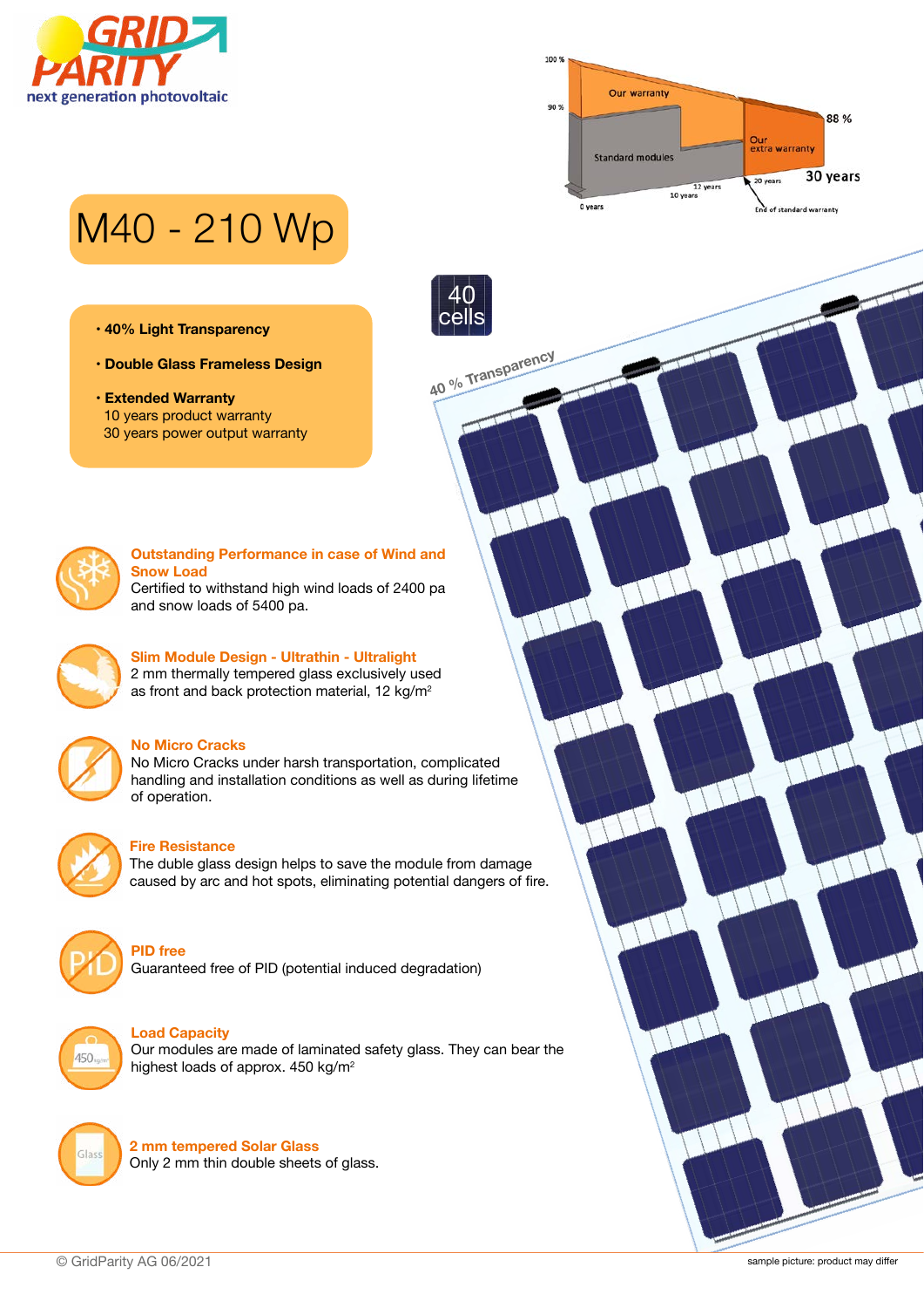GRID PARITY

next generation photovoltaic

Our warranty

Standard modules

Our extra warranty

100 %

90 %

88 %

0 years

10 years

12 years

20 years

30 years

End of standard warranty

# M40 - 210 Wp

- **40% Light Transparency**
- **Double Glass Frameless Design**
- **Extended Warranty**
  10 years product warranty
  30 years power output warranty

40 cells

40 % Transparency

### Outstanding Performance in case of Wind and Snow Load

Certified to withstand high wind loads of 2400 pa and snow loads of 5400 pa.

### Slim Module Design - Ultrathin - Ultralight

2 mm thermally tempered glass exclusively used as front and back protection material, 12 kg/m²

### No Micro Cracks

No Micro Cracks under harsh transportation, complicated handling and installation conditions as well as during lifetime of operation.

### Fire Resistance

The duble glass design helps to save the module from damage caused by arc and hot spots, eliminating potential dangers of fire.

### PID free

Guaranteed free of PID (potential induced degradation)

### Load Capacity

Our modules are made of laminated safety glass. They can bear the highest loads of approx. 450 kg/m²

### 2 mm tempered Solar Glass

Only 2 mm thin double sheets of glass.

© GridParity AG 06/2021

sample picture: product may differ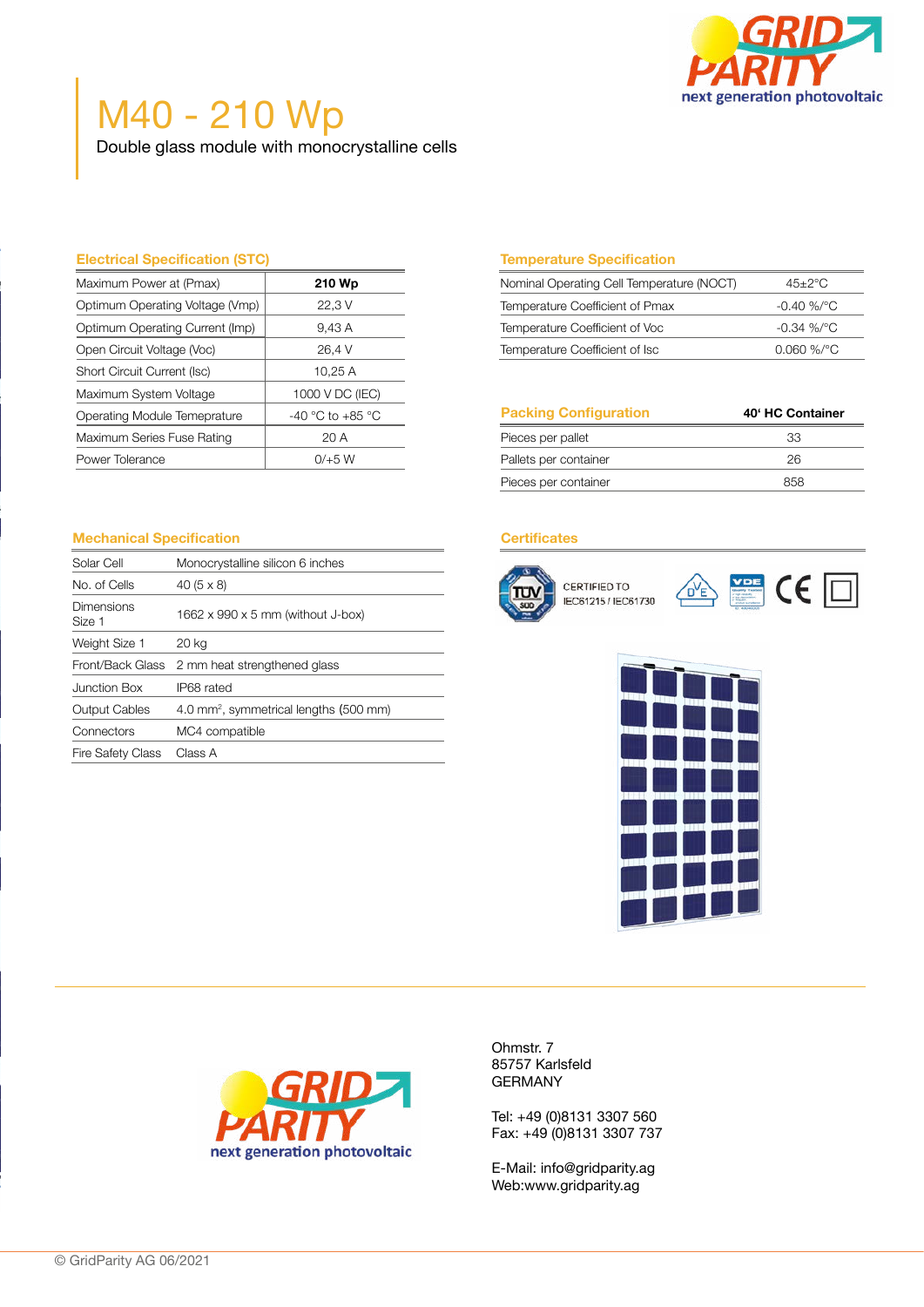GRID PARITY
next generation photovoltaic

# M40 - 210 Wp

Double glass module with monocrystalline cells

## Electrical Specification (STC)

| | |
|---|---|
| Maximum Power at (Pmax) | **210 Wp** |
| Optimum Operating Voltage (Vmp) | 22,3 V |
| Optimum Operating Current (Imp) | 9,43 A |
| Open Circuit Voltage (Voc) | 26,4 V |
| Short Circuit Current (Isc) | 10,25 A |
| Maximum System Voltage | 1000 V DC (IEC) |
| Operating Module Temeprature | -40 °C to +85 °C |
| Maximum Series Fuse Rating | 20 A |
| Power Tolerance | 0/+5 W |

## Temperature Specification

| | |
|---|---|
| Nominal Operating Cell Temperature (NOCT) | 45±2°C |
| Temperature Coefficient of Pmax | -0.40 %/°C |
| Temperature Coefficient of Voc | -0.34 %/°C |
| Temperature Coefficient of Isc | 0.060 %/°C |

## Packing Configuration

| | 40‘ HC Container |
|---|---|
| Pieces per pallet | 33 |
| Pallets per container | 26 |
| Pieces per container | 858 |

## Mechanical Specification

| | |
|---|---|
| Solar Cell | Monocrystalline silicon 6 inches |
| No. of Cells | 40 (5 x 8) |
| Dimensions Size 1 | 1662 x 990 x 5 mm (without J-box) |
| Weight Size 1 | 20 kg |
| Front/Back Glass | 2 mm heat strengthened glass |
| Junction Box | IP68 rated |
| Output Cables | 4.0 mm², symmetrical lengths (500 mm) |
| Connectors | MC4 compatible |
| Fire Safety Class | Class A |

## Certificates

CERTIFIED TO
IEC61215 / IEC61730

GRID PARITY
next generation photovoltaic

Ohmstr. 7
85757 Karlsfeld
GERMANY

Tel: +49 (0)8131 3307 560
Fax: +49 (0)8131 3307 737

E-Mail: info@gridparity.ag
Web:www.gridparity.ag

© GridParity AG 06/2021